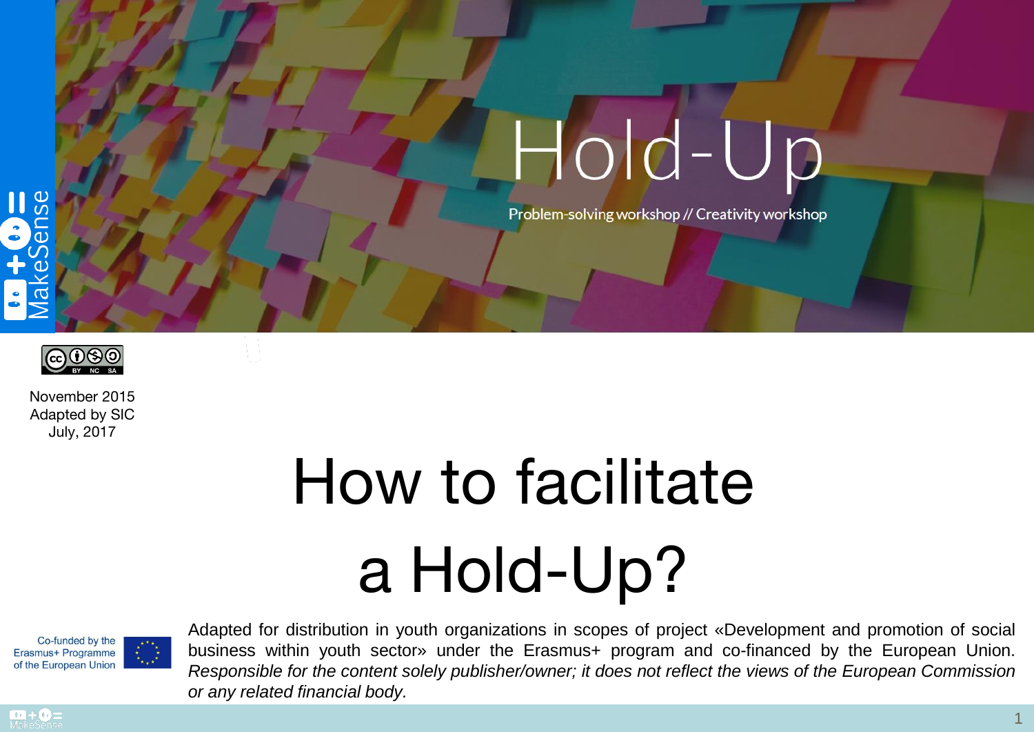# Hold-Up

Problem-solving workshop // Creativity workshop

November 2015
Adapted by SIC
July, 2017

# How to facilitate a Hold-Up?

Co-funded by the Erasmus+ Programme of the European Union

Adapted for distribution in youth organizations in scopes of project «Development and promotion of social business within youth sector» under the Erasmus+ program and co-financed by the European Union. *Responsible for the content solely publisher/owner; it does not reflect the views of the European Commission or any related financial body.*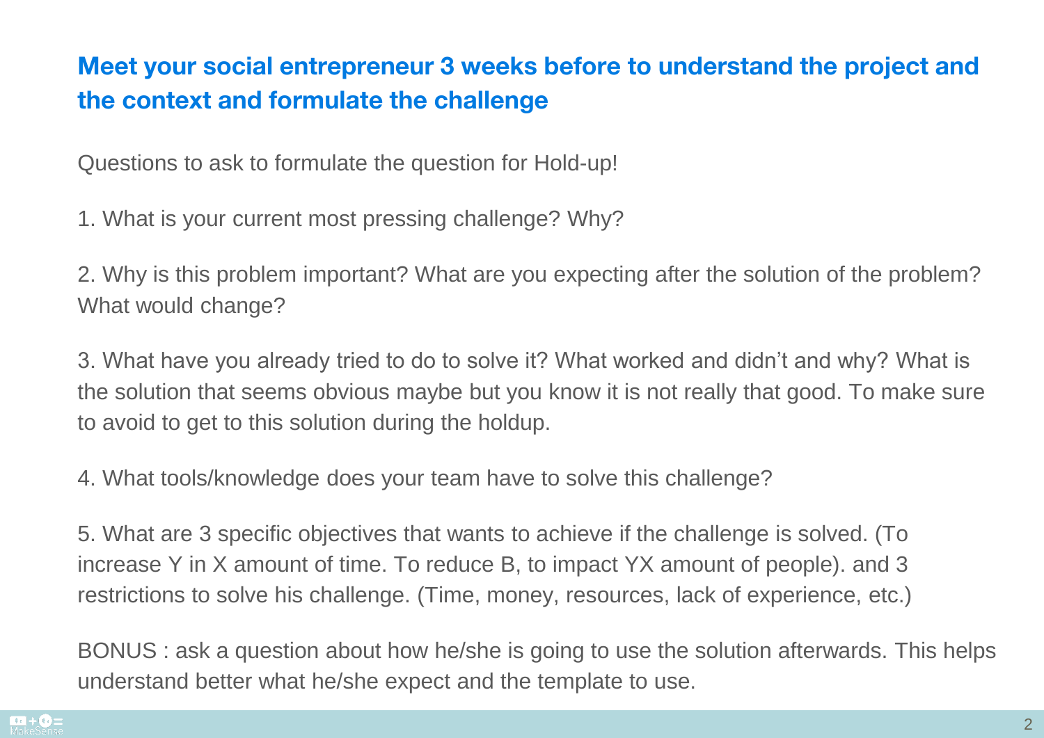## Meet your social entrepreneur 3 weeks before to understand the project and the context and formulate the challenge

Questions to ask to formulate the question for Hold-up!

1. What is your current most pressing challenge? Why?

2. Why is this problem important? What are you expecting after the solution of the problem? What would change?

3. What have you already tried to do to solve it? What worked and didn't and why? What is the solution that seems obvious maybe but you know it is not really that good. To make sure to avoid to get to this solution during the holdup.

4. What tools/knowledge does your team have to solve this challenge?

5. What are 3 specific objectives that wants to achieve if the challenge is solved. (To increase Y in X amount of time. To reduce B, to impact YX amount of people). and 3 restrictions to solve his challenge. (Time, money, resources, lack of experience, etc.)

BONUS : ask a question about how he/she is going to use the solution afterwards. This helps understand better what he/she expect and the template to use.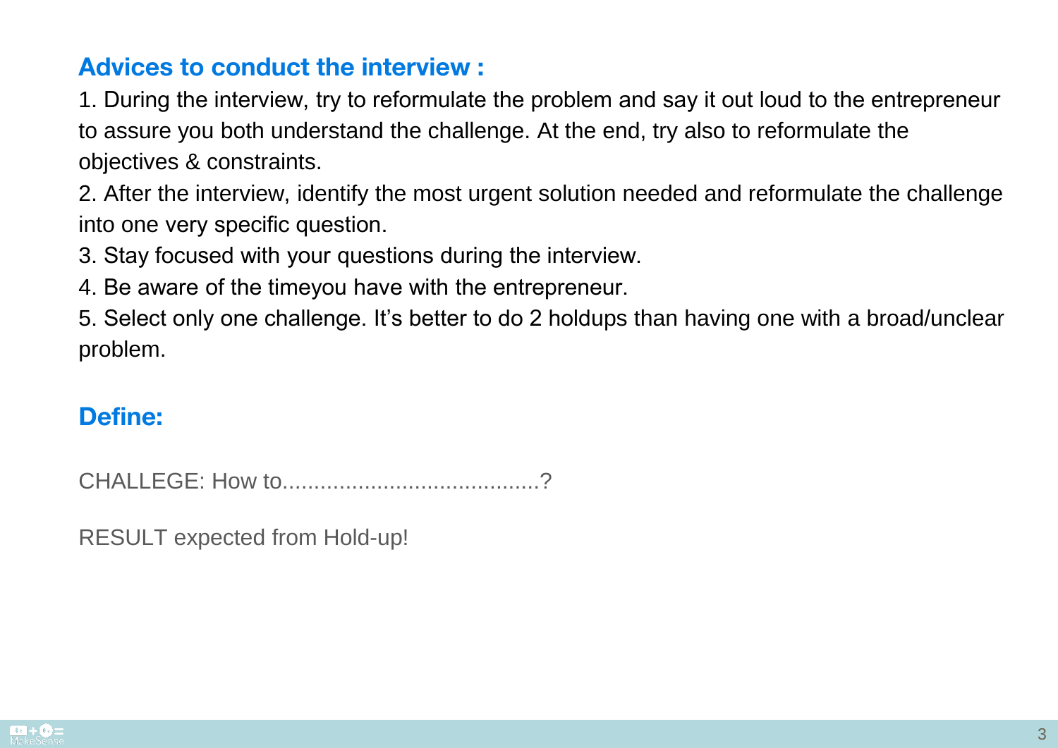## Advices to conduct the interview :

1. During the interview, try to reformulate the problem and say it out loud to the entrepreneur to assure you both understand the challenge. At the end, try also to reformulate the objectives & constraints.
2. After the interview, identify the most urgent solution needed and reformulate the challenge into one very specific question.
3. Stay focused with your questions during the interview.
4. Be aware of the timeyou have with the entrepreneur.
5. Select only one challenge. It's better to do 2 holdups than having one with a broad/unclear problem.

## Define:

CHALLEGE: How to.........................................?

RESULT expected from Hold-up!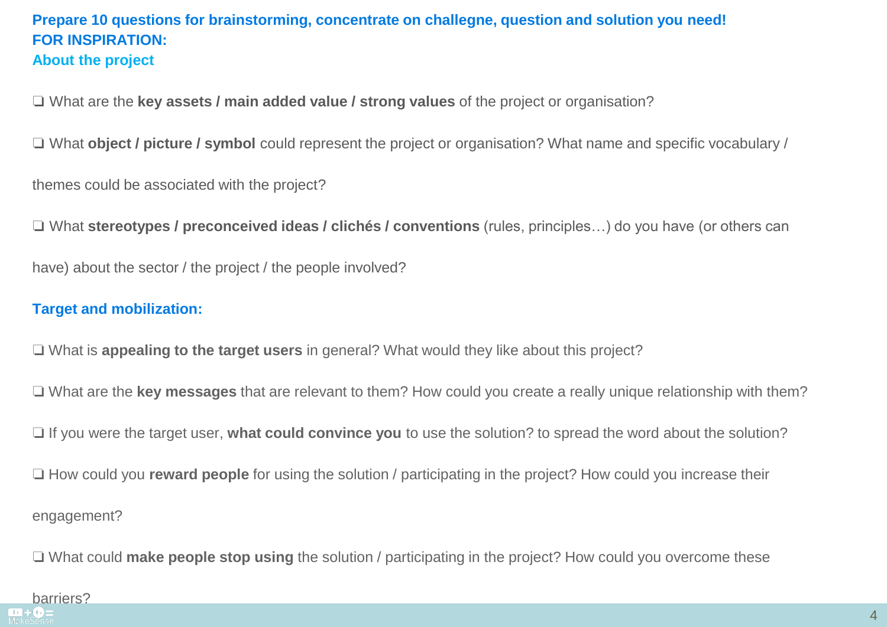**Prepare 10 questions for brainstorming, concentrate on challegne, question and solution you need!**
**FOR INSPIRATION:**

## About the project

❏ What are the **key assets / main added value / strong values** of the project or organisation?

❏ What **object / picture / symbol** could represent the project or organisation? What name and specific vocabulary / themes could be associated with the project?

❏ What **stereotypes / preconceived ideas / clichés / conventions** (rules, principles…) do you have (or others can have) about the sector / the project / the people involved?

## Target and mobilization:

❏ What is **appealing to the target users** in general? What would they like about this project?

❏ What are the **key messages** that are relevant to them? How could you create a really unique relationship with them?

❏ If you were the target user, **what could convince you** to use the solution? to spread the word about the solution?

❏ How could you **reward people** for using the solution / participating in the project? How could you increase their engagement?

❏ What could **make people stop using** the solution / participating in the project? How could you overcome these barriers?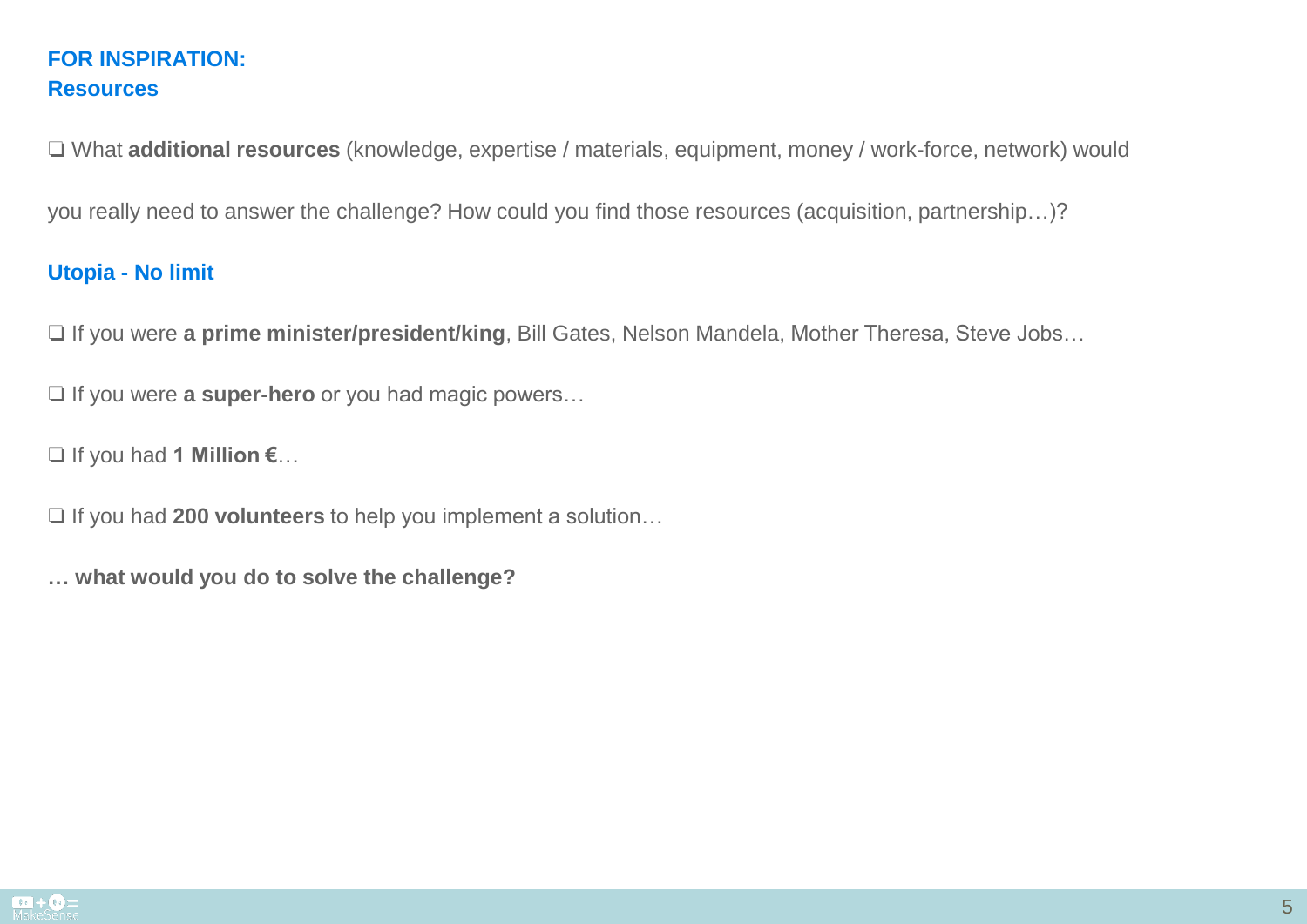**FOR INSPIRATION:**
**Resources**

❑ What **additional resources** (knowledge, expertise / materials, equipment, money / work-force, network) would you really need to answer the challenge? How could you find those resources (acquisition, partnership…)?

**Utopia - No limit**

❑ If you were **a prime minister/president/king**, Bill Gates, Nelson Mandela, Mother Theresa, Steve Jobs…

❑ If you were **a super-hero** or you had magic powers…

❑ If you had **1 Million €**…

❑ If you had **200 volunteers** to help you implement a solution…

**… what would you do to solve the challenge?**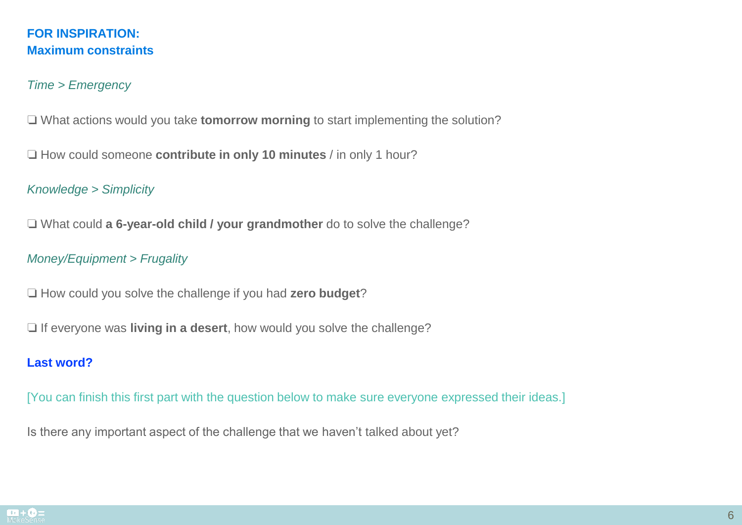## FOR INSPIRATION:
## Maximum constraints

*Time > Emergency*

❑ What actions would you take **tomorrow morning** to start implementing the solution?

❑ How could someone **contribute in only 10 minutes** / in only 1 hour?

*Knowledge > Simplicity*

❑ What could **a 6-year-old child / your grandmother** do to solve the challenge?

*Money/Equipment > Frugality*

❑ How could you solve the challenge if you had **zero budget**?

❑ If everyone was **living in a desert**, how would you solve the challenge?

### Last word?

[You can finish this first part with the question below to make sure everyone expressed their ideas.]

Is there any important aspect of the challenge that we haven't talked about yet?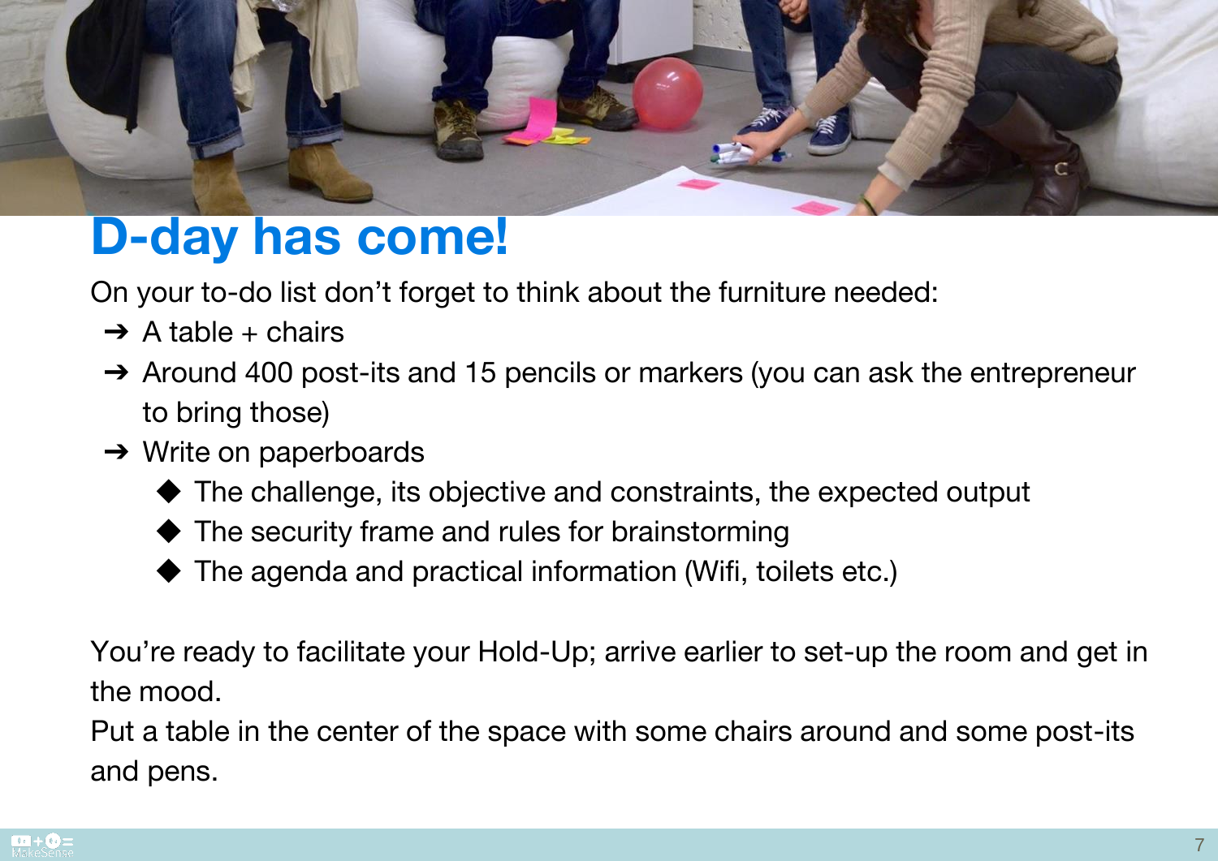# D-day has come!

On your to-do list don't forget to think about the furniture needed:

- A table + chairs
- Around 400 post-its and 15 pencils or markers (you can ask the entrepreneur to bring those)
- Write on paperboards
  - The challenge, its objective and constraints, the expected output
  - The security frame and rules for brainstorming
  - The agenda and practical information (Wifi, toilets etc.)

You're ready to facilitate your Hold-Up; arrive earlier to set-up the room and get in the mood.

Put a table in the center of the space with some chairs around and some post-its and pens.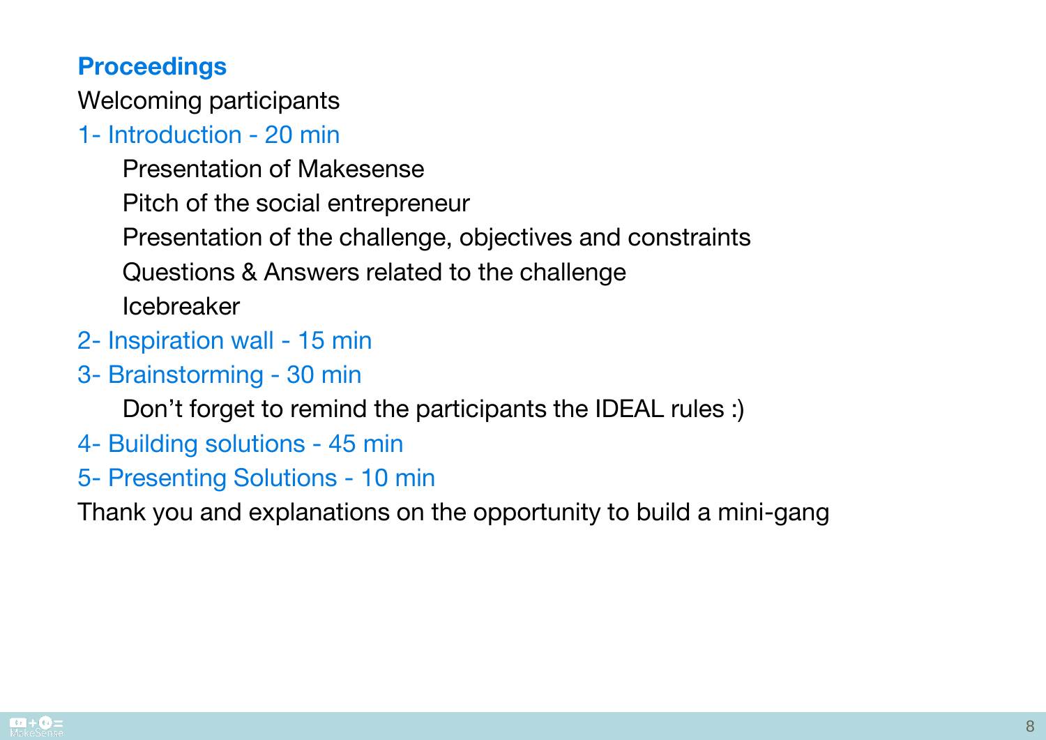## Proceedings

Welcoming participants

### 1- Introduction - 20 min

- Presentation of Makesense
- Pitch of the social entrepreneur
- Presentation of the challenge, objectives and constraints
- Questions & Answers related to the challenge
- Icebreaker

### 2- Inspiration wall - 15 min

### 3- Brainstorming - 30 min

- Don't forget to remind the participants the IDEAL rules :)

### 4- Building solutions - 45 min

### 5- Presenting Solutions - 10 min

Thank you and explanations on the opportunity to build a mini-gang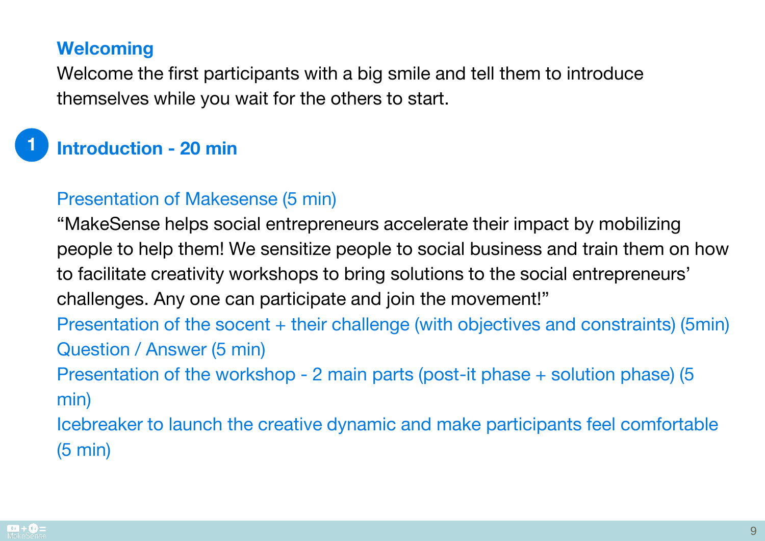## Welcoming

Welcome the first participants with a big smile and tell them to introduce themselves while you wait for the others to start.

## 1 Introduction - 20 min

### Presentation of Makesense (5 min)

“MakeSense helps social entrepreneurs accelerate their impact by mobilizing people to help them! We sensitize people to social business and train them on how to facilitate creativity workshops to bring solutions to the social entrepreneurs’ challenges. Any one can participate and join the movement!”

### Presentation of the socent + their challenge (with objectives and constraints) (5min)

### Question / Answer (5 min)

### Presentation of the workshop - 2 main parts (post-it phase + solution phase) (5 min)

### Icebreaker to launch the creative dynamic and make participants feel comfortable (5 min)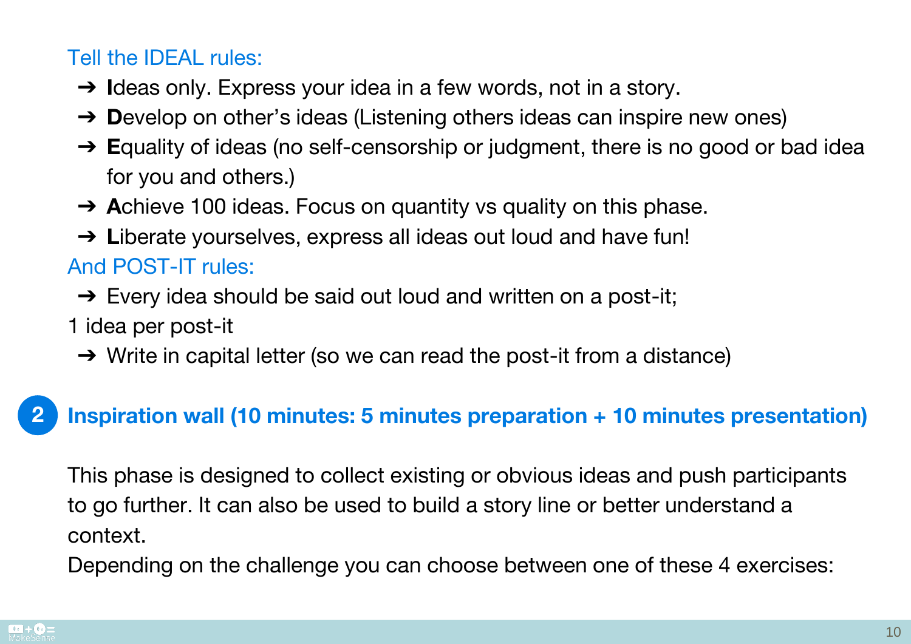Tell the IDEAL rules:

- **I**deas only. Express your idea in a few words, not in a story.
- **D**evelop on other's ideas (Listening others ideas can inspire new ones)
- **E**quality of ideas (no self-censorship or judgment, there is no good or bad idea for you and others.)
- **A**chieve 100 ideas. Focus on quantity vs quality on this phase.
- **L**iberate yourselves, express all ideas out loud and have fun!

And POST-IT rules:

- Every idea should be said out loud and written on a post-it;

1 idea per post-it

- Write in capital letter (so we can read the post-it from a distance)

## 2 Inspiration wall (10 minutes: 5 minutes preparation + 10 minutes presentation)

This phase is designed to collect existing or obvious ideas and push participants to go further. It can also be used to build a story line or better understand a context.

Depending on the challenge you can choose between one of these 4 exercises: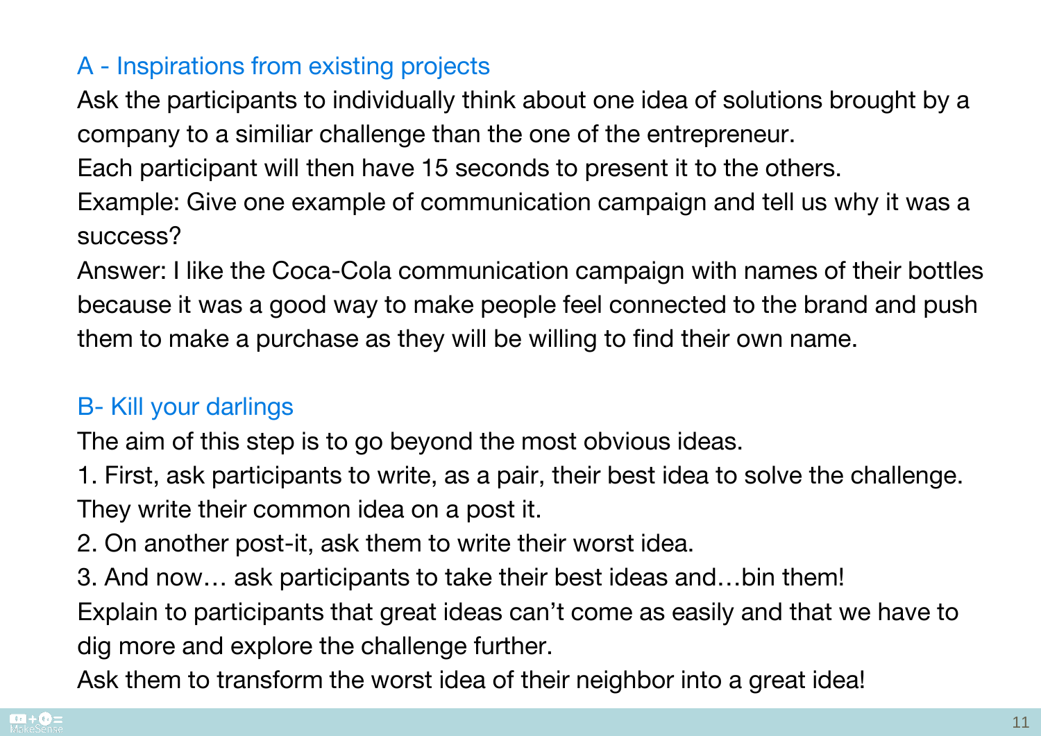## A - Inspirations from existing projects

Ask the participants to individually think about one idea of solutions brought by a company to a similiar challenge than the one of the entrepreneur.

Each participant will then have 15 seconds to present it to the others.

Example: Give one example of communication campaign and tell us why it was a success?

Answer: I like the Coca-Cola communication campaign with names of their bottles because it was a good way to make people feel connected to the brand and push them to make a purchase as they will be willing to find their own name.

## B- Kill your darlings

The aim of this step is to go beyond the most obvious ideas.

1. First, ask participants to write, as a pair, their best idea to solve the challenge. They write their common idea on a post it.
2. On another post-it, ask them to write their worst idea.
3. And now… ask participants to take their best ideas and…bin them!

Explain to participants that great ideas can't come as easily and that we have to dig more and explore the challenge further.

Ask them to transform the worst idea of their neighbor into a great idea!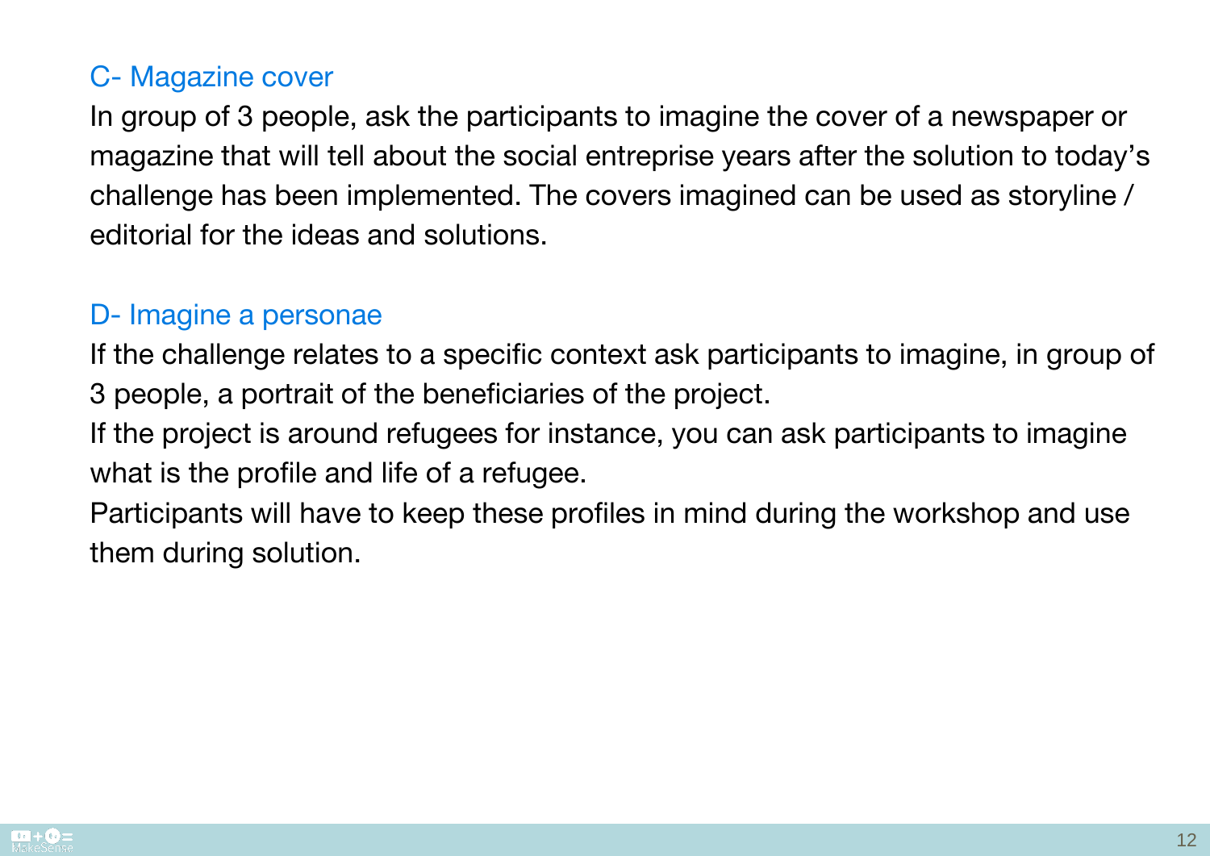### C- Magazine cover

In group of 3 people, ask the participants to imagine the cover of a newspaper or magazine that will tell about the social entreprise years after the solution to today's challenge has been implemented. The covers imagined can be used as storyline / editorial for the ideas and solutions.

### D- Imagine a personae

If the challenge relates to a specific context ask participants to imagine, in group of 3 people, a portrait of the beneficiaries of the project.

If the project is around refugees for instance, you can ask participants to imagine what is the profile and life of a refugee.

Participants will have to keep these profiles in mind during the workshop and use them during solution.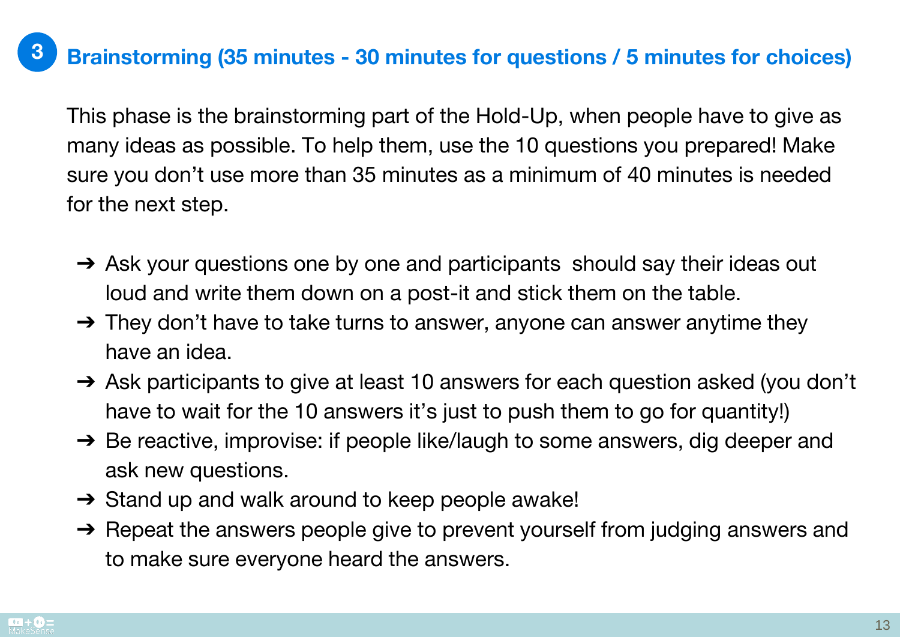## 3 Brainstorming (35 minutes - 30 minutes for questions / 5 minutes for choices)

This phase is the brainstorming part of the Hold-Up, when people have to give as many ideas as possible. To help them, use the 10 questions you prepared! Make sure you don't use more than 35 minutes as a minimum of 40 minutes is needed for the next step.

- Ask your questions one by one and participants should say their ideas out loud and write them down on a post-it and stick them on the table.
- They don't have to take turns to answer, anyone can answer anytime they have an idea.
- Ask participants to give at least 10 answers for each question asked (you don't have to wait for the 10 answers it's just to push them to go for quantity!)
- Be reactive, improvise: if people like/laugh to some answers, dig deeper and ask new questions.
- Stand up and walk around to keep people awake!
- Repeat the answers people give to prevent yourself from judging answers and to make sure everyone heard the answers.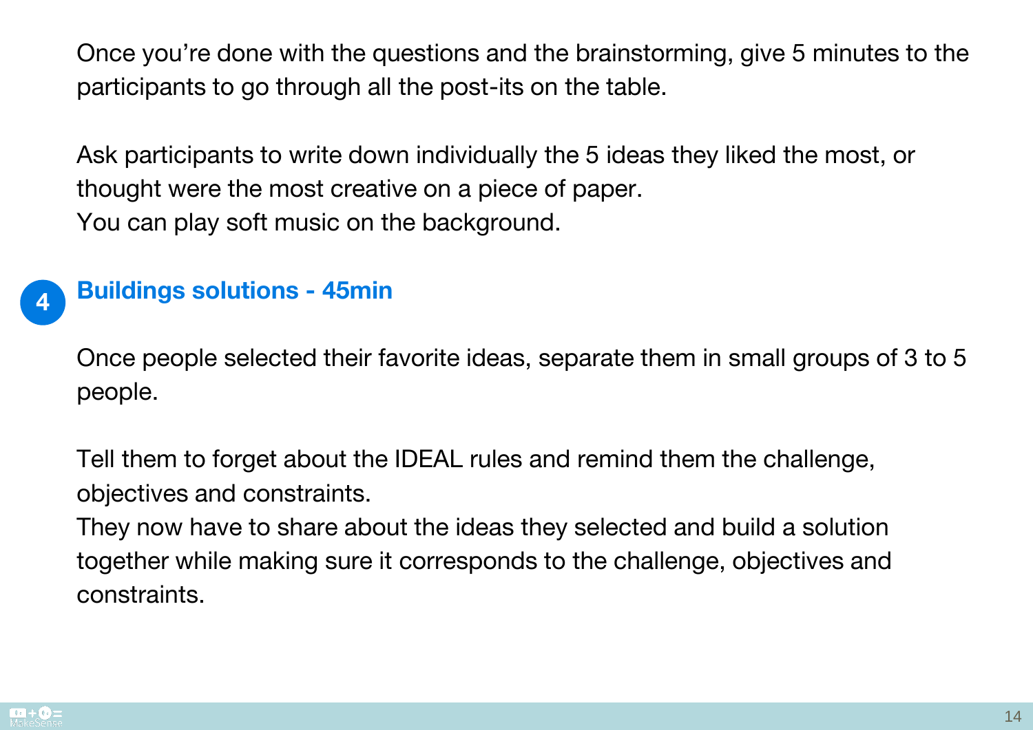Once you're done with the questions and the brainstorming, give 5 minutes to the participants to go through all the post-its on the table.

Ask participants to write down individually the 5 ideas they liked the most, or thought were the most creative on a piece of paper.
You can play soft music on the background.

## 4 Buildings solutions - 45min

Once people selected their favorite ideas, separate them in small groups of 3 to 5 people.

Tell them to forget about the IDEAL rules and remind them the challenge, objectives and constraints.
They now have to share about the ideas they selected and build a solution together while making sure it corresponds to the challenge, objectives and constraints.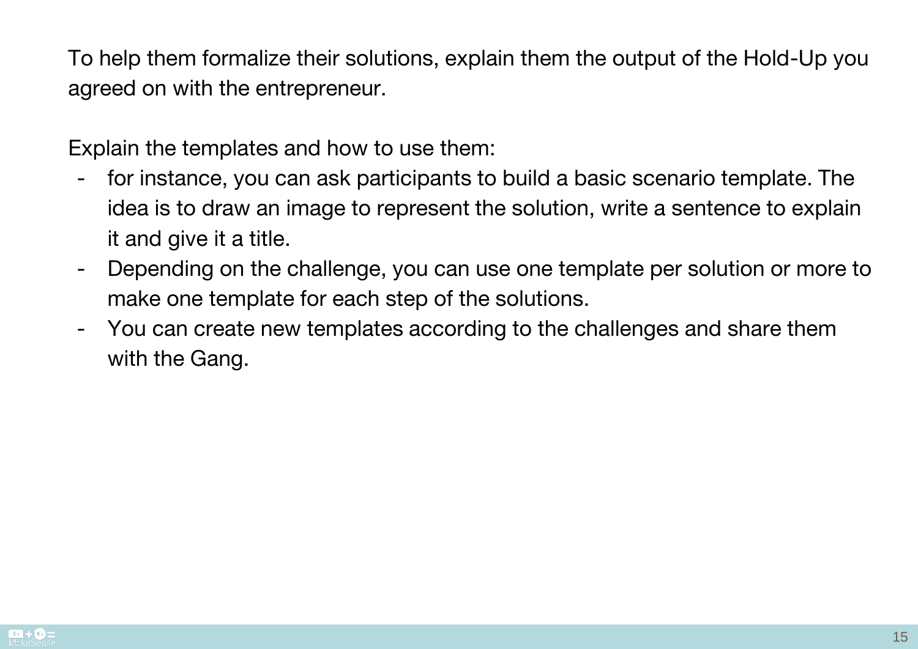To help them formalize their solutions, explain them the output of the Hold-Up you agreed on with the entrepreneur.

Explain the templates and how to use them:

- for instance, you can ask participants to build a basic scenario template. The idea is to draw an image to represent the solution, write a sentence to explain it and give it a title.
- Depending on the challenge, you can use one template per solution or more to make one template for each step of the solutions.
- You can create new templates according to the challenges and share them with the Gang.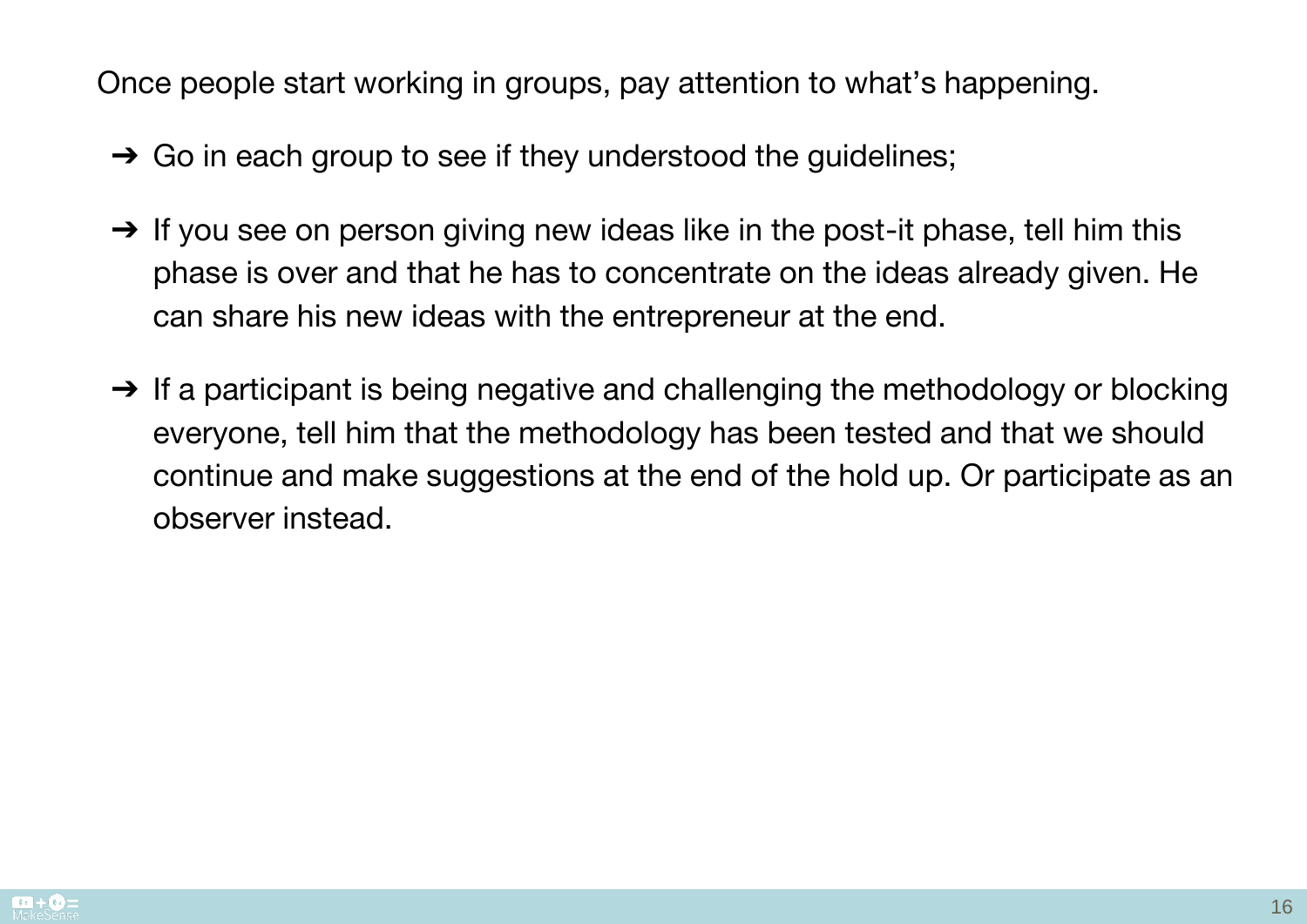Once people start working in groups, pay attention to what's happening.

➔ Go in each group to see if they understood the guidelines;

➔ If you see on person giving new ideas like in the post-it phase, tell him this phase is over and that he has to concentrate on the ideas already given. He can share his new ideas with the entrepreneur at the end.

➔ If a participant is being negative and challenging the methodology or blocking everyone, tell him that the methodology has been tested and that we should continue and make suggestions at the end of the hold up. Or participate as an observer instead.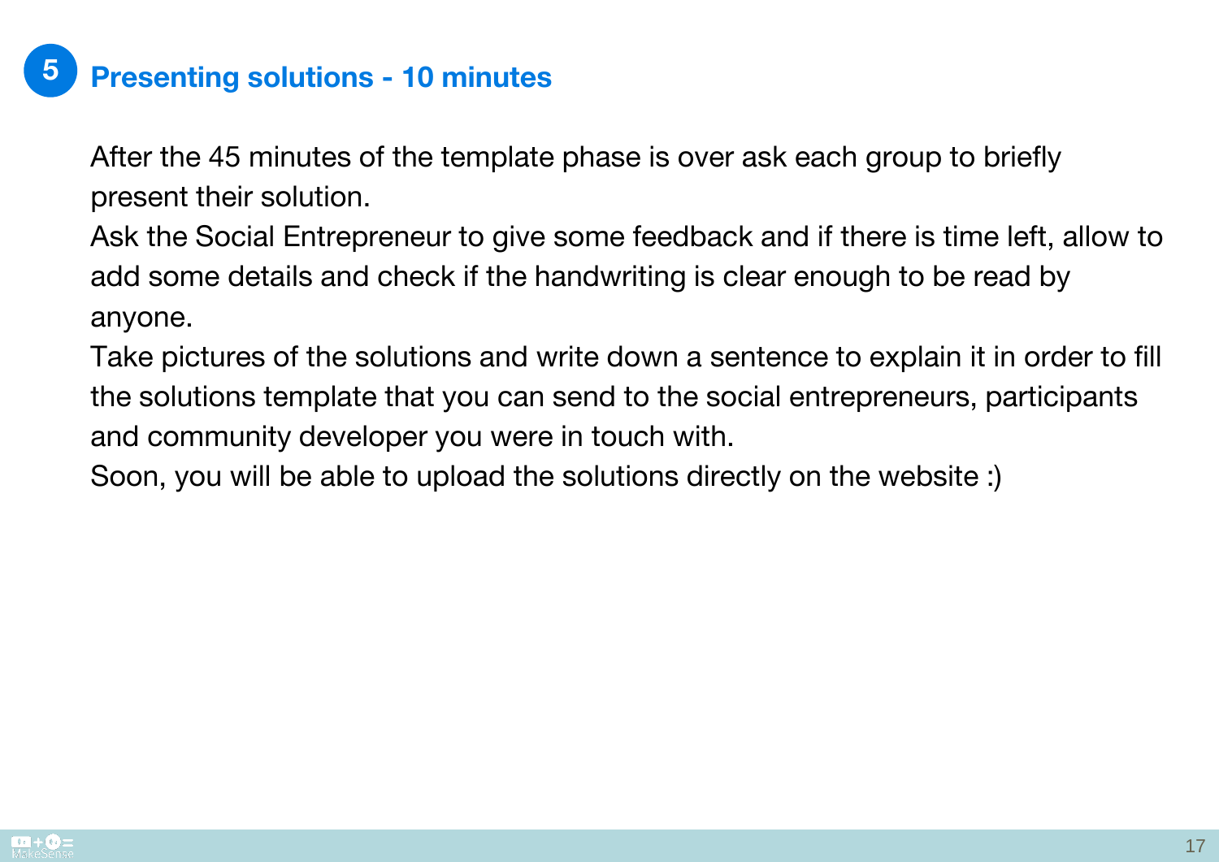## 5 Presenting solutions - 10 minutes

After the 45 minutes of the template phase is over ask each group to briefly present their solution.

Ask the Social Entrepreneur to give some feedback and if there is time left, allow to add some details and check if the handwriting is clear enough to be read by anyone.

Take pictures of the solutions and write down a sentence to explain it in order to fill the solutions template that you can send to the social entrepreneurs, participants and community developer you were in touch with.

Soon, you will be able to upload the solutions directly on the website :)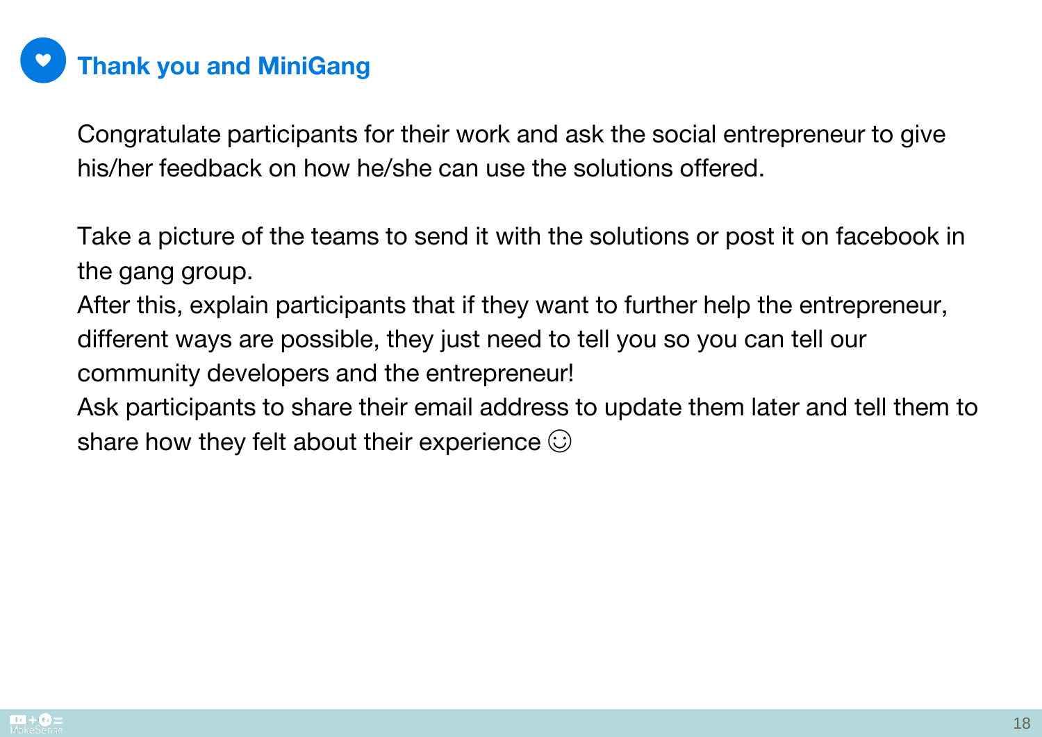## Thank you and MiniGang

Congratulate participants for their work and ask the social entrepreneur to give his/her feedback on how he/she can use the solutions offered.

Take a picture of the teams to send it with the solutions or post it on facebook in the gang group.
After this, explain participants that if they want to further help the entrepreneur, different ways are possible, they just need to tell you so you can tell our community developers and the entrepreneur!
Ask participants to share their email address to update them later and tell them to share how they felt about their experience ☺